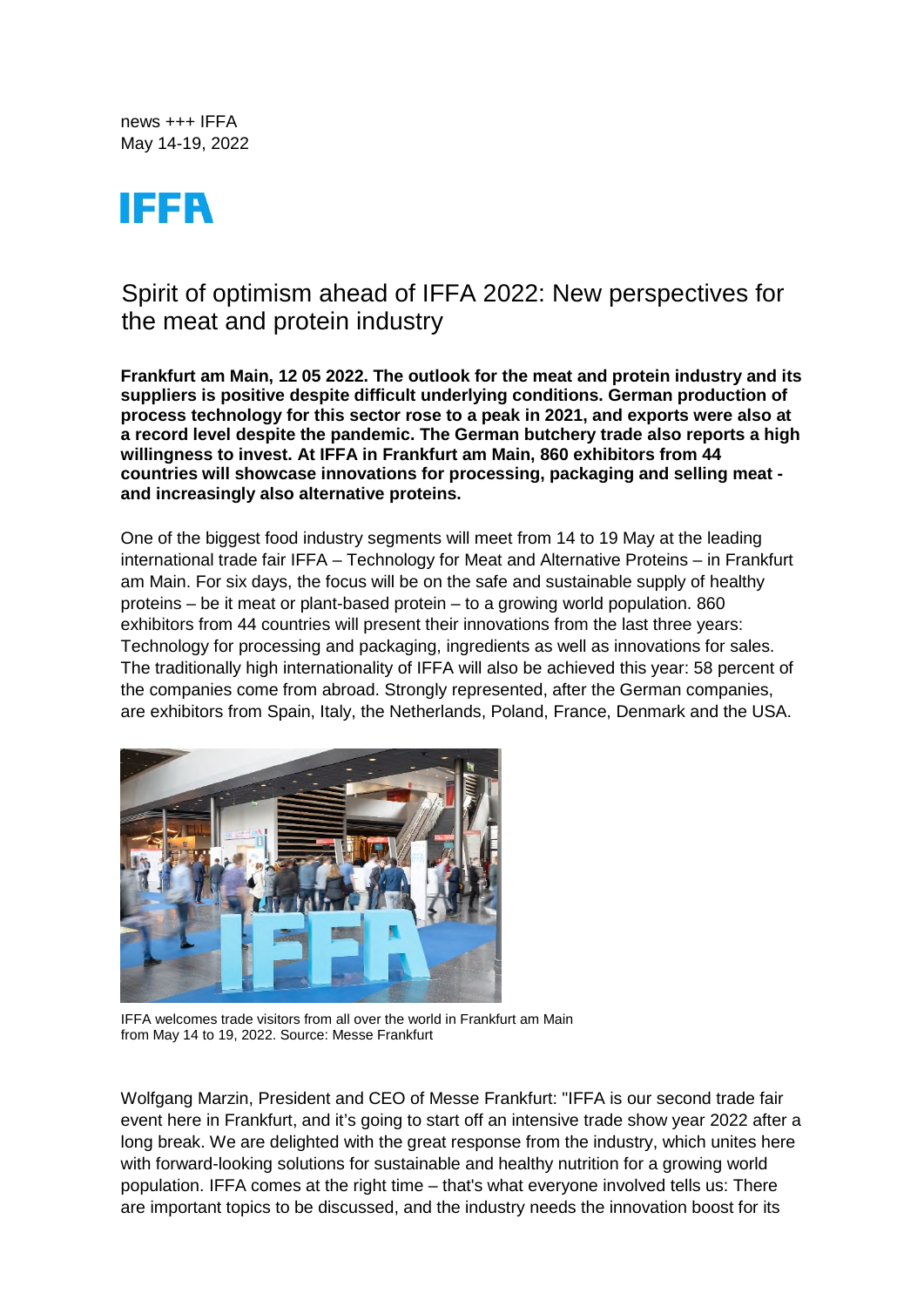news +++ IFFA
May 14-19, 2022

IFFA

# Spirit of optimism ahead of IFFA 2022: New perspectives for the meat and protein industry

**Frankfurt am Main, 12 05 2022. The outlook for the meat and protein industry and its suppliers is positive despite difficult underlying conditions. German production of process technology for this sector rose to a peak in 2021, and exports were also at a record level despite the pandemic. The German butchery trade also reports a high willingness to invest. At IFFA in Frankfurt am Main, 860 exhibitors from 44 countries will showcase innovations for processing, packaging and selling meat - and increasingly also alternative proteins.**

One of the biggest food industry segments will meet from 14 to 19 May at the leading international trade fair IFFA – Technology for Meat and Alternative Proteins – in Frankfurt am Main. For six days, the focus will be on the safe and sustainable supply of healthy proteins – be it meat or plant-based protein – to a growing world population. 860 exhibitors from 44 countries will present their innovations from the last three years: Technology for processing and packaging, ingredients as well as innovations for sales. The traditionally high internationality of IFFA will also be achieved this year: 58 percent of the companies come from abroad. Strongly represented, after the German companies, are exhibitors from Spain, Italy, the Netherlands, Poland, France, Denmark and the USA.

IFFA welcomes trade visitors from all over the world in Frankfurt am Main from May 14 to 19, 2022. Source: Messe Frankfurt

Wolfgang Marzin, President and CEO of Messe Frankfurt: "IFFA is our second trade fair event here in Frankfurt, and it's going to start off an intensive trade show year 2022 after a long break. We are delighted with the great response from the industry, which unites here with forward-looking solutions for sustainable and healthy nutrition for a growing world population. IFFA comes at the right time – that's what everyone involved tells us: There are important topics to be discussed, and the industry needs the innovation boost for its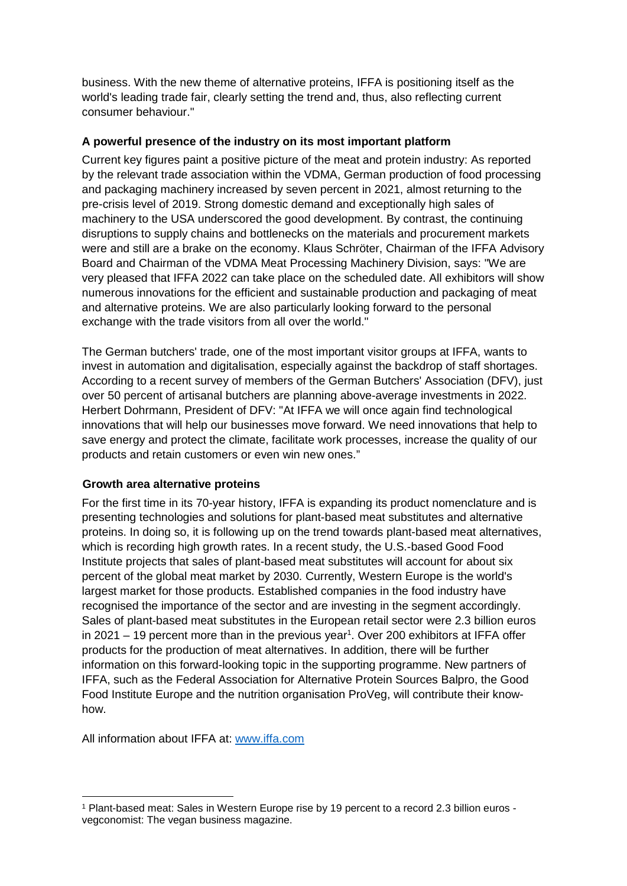business. With the new theme of alternative proteins, IFFA is positioning itself as the world's leading trade fair, clearly setting the trend and, thus, also reflecting current consumer behaviour."

**A powerful presence of the industry on its most important platform**

Current key figures paint a positive picture of the meat and protein industry: As reported by the relevant trade association within the VDMA, German production of food processing and packaging machinery increased by seven percent in 2021, almost returning to the pre-crisis level of 2019. Strong domestic demand and exceptionally high sales of machinery to the USA underscored the good development. By contrast, the continuing disruptions to supply chains and bottlenecks on the materials and procurement markets were and still are a brake on the economy. Klaus Schröter, Chairman of the IFFA Advisory Board and Chairman of the VDMA Meat Processing Machinery Division, says: "We are very pleased that IFFA 2022 can take place on the scheduled date. All exhibitors will show numerous innovations for the efficient and sustainable production and packaging of meat and alternative proteins. We are also particularly looking forward to the personal exchange with the trade visitors from all over the world."

The German butchers' trade, one of the most important visitor groups at IFFA, wants to invest in automation and digitalisation, especially against the backdrop of staff shortages. According to a recent survey of members of the German Butchers' Association (DFV), just over 50 percent of artisanal butchers are planning above-average investments in 2022. Herbert Dohrmann, President of DFV: "At IFFA we will once again find technological innovations that will help our businesses move forward. We need innovations that help to save energy and protect the climate, facilitate work processes, increase the quality of our products and retain customers or even win new ones."

**Growth area alternative proteins**

For the first time in its 70-year history, IFFA is expanding its product nomenclature and is presenting technologies and solutions for plant-based meat substitutes and alternative proteins. In doing so, it is following up on the trend towards plant-based meat alternatives, which is recording high growth rates. In a recent study, the U.S.-based Good Food Institute projects that sales of plant-based meat substitutes will account for about six percent of the global meat market by 2030. Currently, Western Europe is the world's largest market for those products. Established companies in the food industry have recognised the importance of the sector and are investing in the segment accordingly. Sales of plant-based meat substitutes in the European retail sector were 2.3 billion euros in 2021 – 19 percent more than in the previous year[1]. Over 200 exhibitors at IFFA offer products for the production of meat alternatives. In addition, there will be further information on this forward-looking topic in the supporting programme. New partners of IFFA, such as the Federal Association for Alternative Protein Sources Balpro, the Good Food Institute Europe and the nutrition organisation ProVeg, will contribute their know-how.

All information about IFFA at: [www.iffa.com](http://www.iffa.com)

---

[1] Plant-based meat: Sales in Western Europe rise by 19 percent to a record 2.3 billion euros - vegconomist: The vegan business magazine.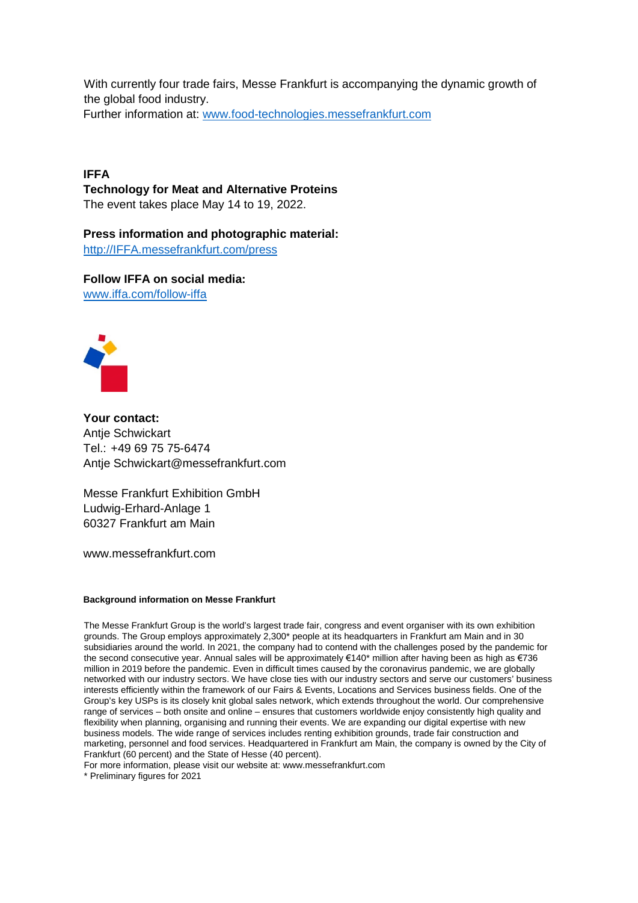With currently four trade fairs, Messe Frankfurt is accompanying the dynamic growth of the global food industry.
Further information at: [www.food-technologies.messefrankfurt.com](http://www.food-technologies.messefrankfurt.com)

**IFFA**
**Technology for Meat and Alternative Proteins**
The event takes place May 14 to 19, 2022.

**Press information and photographic material:**
[http://IFFA.messefrankfurt.com/press](http://IFFA.messefrankfurt.com/press)

**Follow IFFA on social media:**
[www.iffa.com/follow-iffa](http://www.iffa.com/follow-iffa)

**Your contact:**
Antje Schwickart
Tel.: +49 69 75 75-6474
Antje Schwickart@messefrankfurt.com

Messe Frankfurt Exhibition GmbH
Ludwig-Erhard-Anlage 1
60327 Frankfurt am Main

www.messefrankfurt.com

**Background information on Messe Frankfurt**

The Messe Frankfurt Group is the world's largest trade fair, congress and event organiser with its own exhibition grounds. The Group employs approximately 2,300* people at its headquarters in Frankfurt am Main and in 30 subsidiaries around the world. In 2021, the company had to contend with the challenges posed by the pandemic for the second consecutive year. Annual sales will be approximately €140* million after having been as high as €736 million in 2019 before the pandemic. Even in difficult times caused by the coronavirus pandemic, we are globally networked with our industry sectors. We have close ties with our industry sectors and serve our customers' business interests efficiently within the framework of our Fairs & Events, Locations and Services business fields. One of the Group's key USPs is its closely knit global sales network, which extends throughout the world. Our comprehensive range of services – both onsite and online – ensures that customers worldwide enjoy consistently high quality and flexibility when planning, organising and running their events. We are expanding our digital expertise with new business models. The wide range of services includes renting exhibition grounds, trade fair construction and marketing, personnel and food services. Headquartered in Frankfurt am Main, the company is owned by the City of Frankfurt (60 percent) and the State of Hesse (40 percent).
For more information, please visit our website at: www.messefrankfurt.com
* Preliminary figures for 2021